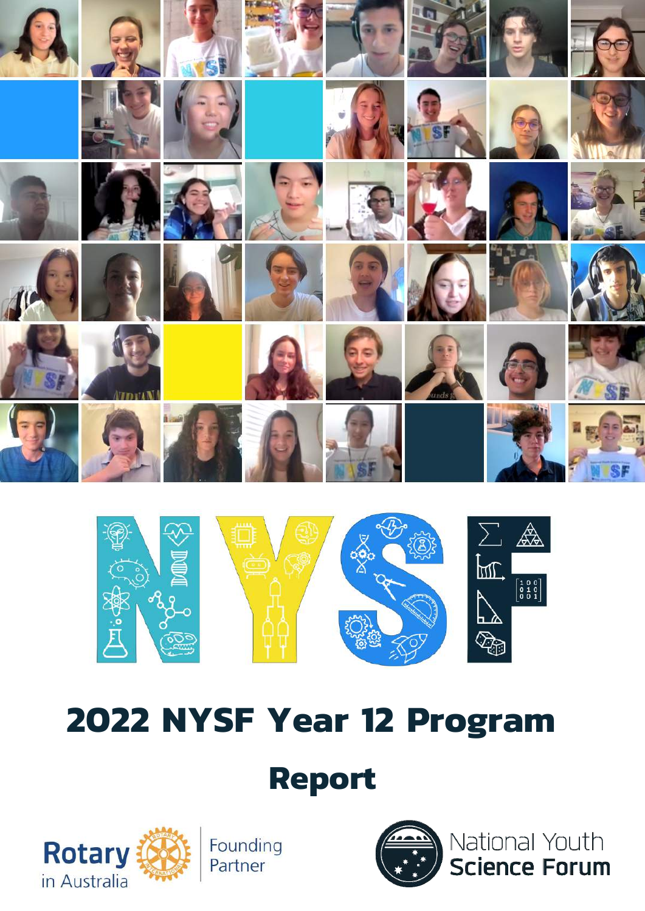# 2022 NYSF Year 12 Program

## Report

Rotary in Australia — Founding Partner

National Youth Science Forum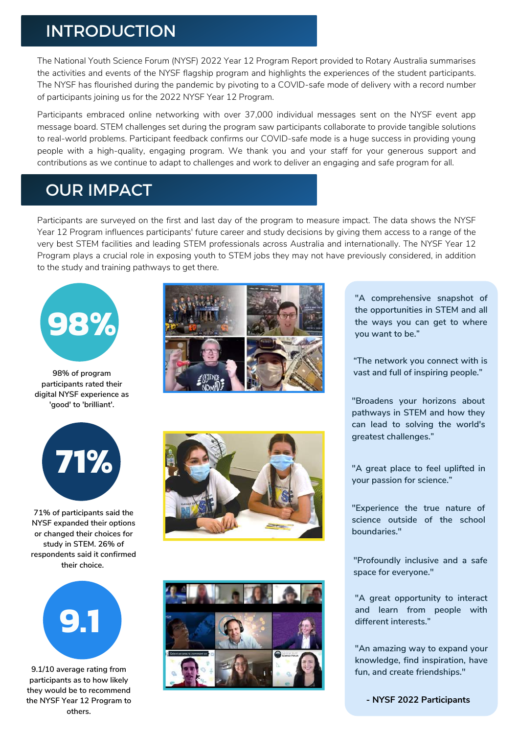## INTRODUCTION

The National Youth Science Forum (NYSF) 2022 Year 12 Program Report provided to Rotary Australia summarises the activities and events of the NYSF flagship program and highlights the experiences of the student participants. The NYSF has flourished during the pandemic by pivoting to a COVID-safe mode of delivery with a record number of participants joining us for the 2022 NYSF Year 12 Program.

Participants embraced online networking with over 37,000 individual messages sent on the NYSF event app message board. STEM challenges set during the program saw participants collaborate to provide tangible solutions to real-world problems. Participant feedback confirms our COVID-safe mode is a huge success in providing young people with a high-quality, engaging program. We thank you and your staff for your generous support and contributions as we continue to adapt to challenges and work to deliver an engaging and safe program for all.

## OUR IMPACT

Participants are surveyed on the first and last day of the program to measure impact. The data shows the NYSF Year 12 Program influences participants' future career and study decisions by giving them access to a range of the very best STEM facilities and leading STEM professionals across Australia and internationally. The NYSF Year 12 Program plays a crucial role in exposing youth to STEM jobs they may not have previously considered, in addition to the study and training pathways to get there.

**98%**

**98% of program participants rated their digital NYSF experience as 'good' to 'brilliant'.**

**71%**

**71% of participants said the NYSF expanded their options or changed their choices for study in STEM. 26% of respondents said it confirmed their choice.**

**9.1**

**9.1/10 average rating from participants as to how likely they would be to recommend the NYSF Year 12 Program to others.**

"A comprehensive snapshot of the opportunities in STEM and all the ways you can get to where you want to be."

"The network you connect with is vast and full of inspiring people."

"Broadens your horizons about pathways in STEM and how they can lead to solving the world's greatest challenges."

"A great place to feel uplifted in your passion for science."

"Experience the true nature of science outside of the school boundaries."

"Profoundly inclusive and a safe space for everyone."

"A great opportunity to interact and learn from people with different interests."

"An amazing way to expand your knowledge, find inspiration, have fun, and create friendships."

**- NYSF 2022 Participants**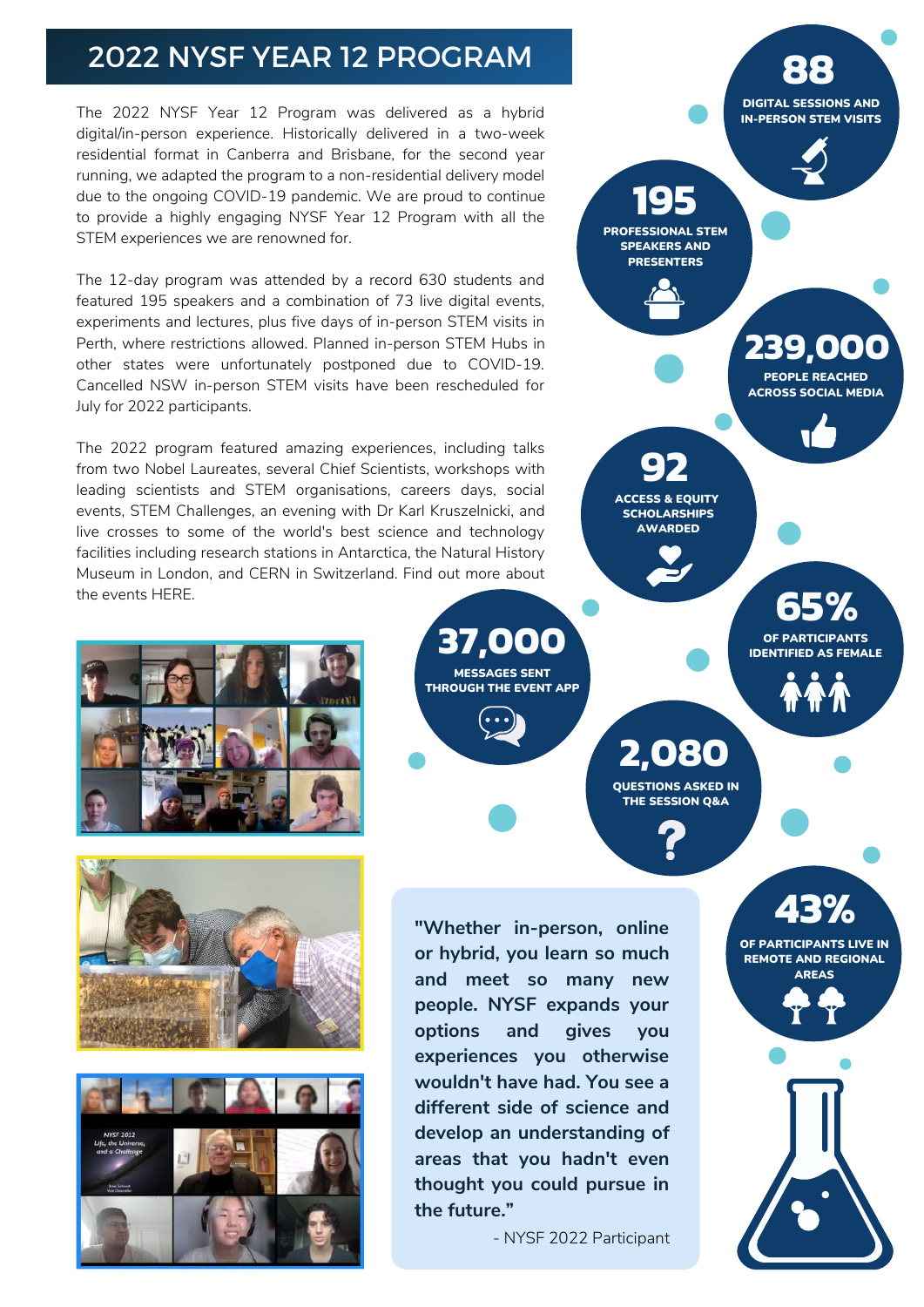# 2022 NYSF YEAR 12 PROGRAM

The 2022 NYSF Year 12 Program was delivered as a hybrid digital/in-person experience. Historically delivered in a two-week residential format in Canberra and Brisbane, for the second year running, we adapted the program to a non-residential delivery model due to the ongoing COVID-19 pandemic. We are proud to continue to provide a highly engaging NYSF Year 12 Program with all the STEM experiences we are renowned for.

The 12-day program was attended by a record 630 students and featured 195 speakers and a combination of 73 live digital events, experiments and lectures, plus five days of in-person STEM visits in Perth, where restrictions allowed. Planned in-person STEM Hubs in other states were unfortunately postponed due to COVID-19. Cancelled NSW in-person STEM visits have been rescheduled for July for 2022 participants.

The 2022 program featured amazing experiences, including talks from two Nobel Laureates, several Chief Scientists, workshops with leading scientists and STEM organisations, careers days, social events, STEM Challenges, an evening with Dr Karl Kruszelnicki, and live crosses to some of the world's best science and technology facilities including research stations in Antarctica, the Natural History Museum in London, and CERN in Switzerland. Find out more about the events HERE.

**88** DIGITAL SESSIONS AND IN-PERSON STEM VISITS

**195** PROFESSIONAL STEM SPEAKERS AND PRESENTERS

**239,000** PEOPLE REACHED ACROSS SOCIAL MEDIA

**92** ACCESS & EQUITY SCHOLARSHIPS AWARDED

**65%** OF PARTICIPANTS IDENTIFIED AS FEMALE

**37,000** MESSAGES SENT THROUGH THE EVENT APP

**2,080** QUESTIONS ASKED IN THE SESSION Q&A

**43%** OF PARTICIPANTS LIVE IN REMOTE AND REGIONAL AREAS

**"Whether in-person, online or hybrid, you learn so much and meet so many new people. NYSF expands your options and gives you experiences you otherwise wouldn't have had. You see a different side of science and develop an understanding of areas that you hadn't even thought you could pursue in the future."**

\- NYSF 2022 Participant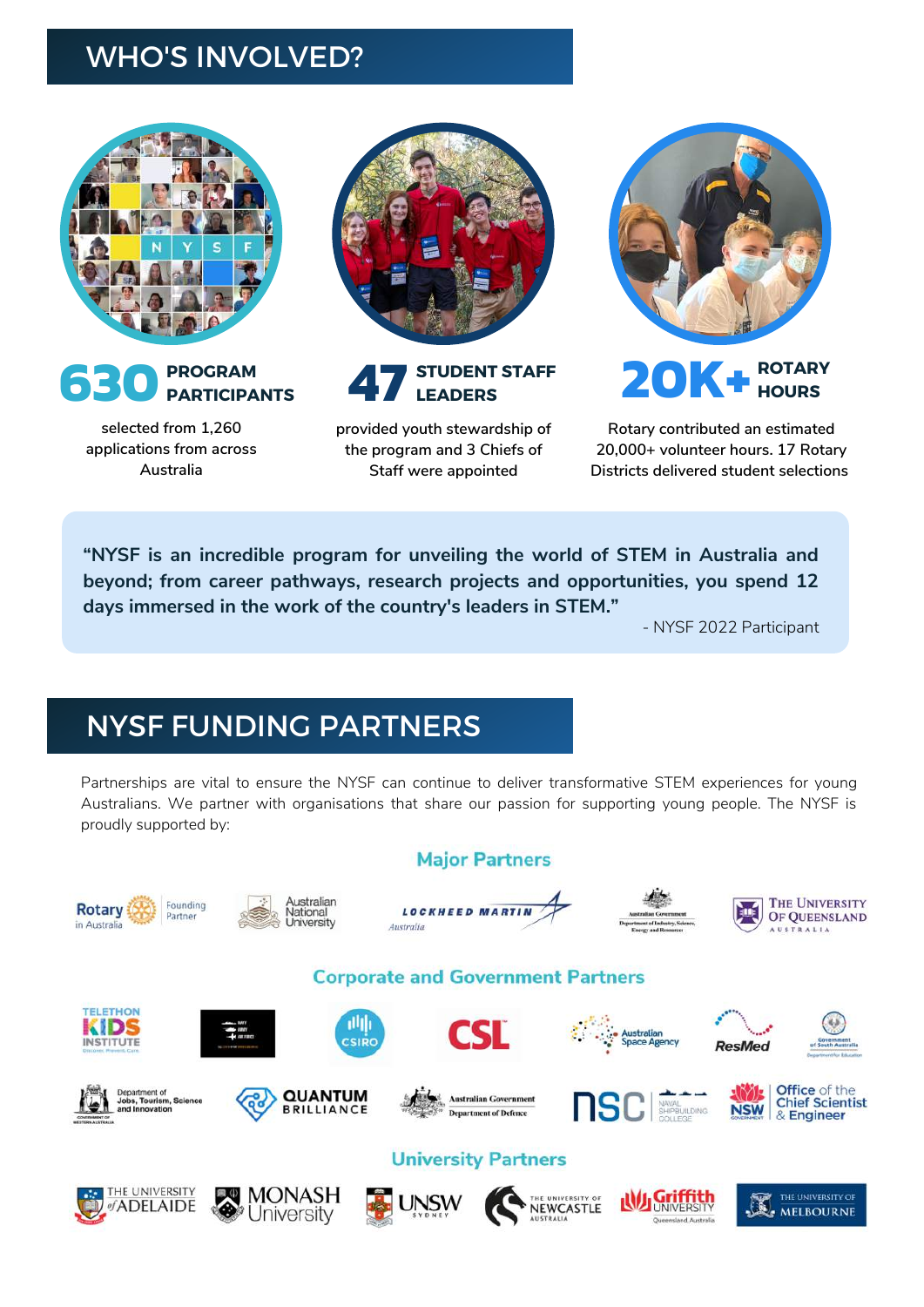## WHO'S INVOLVED?

**630 PROGRAM PARTICIPANTS**

selected from 1,260 applications from across Australia

**47 STUDENT STAFF LEADERS**

provided youth stewardship of the program and 3 Chiefs of Staff were appointed

**20K+ ROTARY HOURS**

Rotary contributed an estimated 20,000+ volunteer hours. 17 Rotary Districts delivered student selections

> **"NYSF is an incredible program for unveiling the world of STEM in Australia and beyond; from career pathways, research projects and opportunities, you spend 12 days immersed in the work of the country's leaders in STEM."**
>
> \- NYSF 2022 Participant

## NYSF FUNDING PARTNERS

Partnerships are vital to ensure the NYSF can continue to deliver transformative STEM experiences for young Australians. We partner with organisations that share our passion for supporting young people. The NYSF is proudly supported by:

### Major Partners

Rotary in Australia (Founding Partner), Australian National University, Lockheed Martin Australia, Australian Government Department of Industry, Science, Energy and Resources, The University of Queensland Australia

### Corporate and Government Partners

Telethon Kids Institute, Navy Army Air Force, CSIRO, CSL, Australian Space Agency, ResMed, Government of South Australia Department for Education, Government of Western Australia Department of Jobs, Tourism, Science and Innovation, Quantum Brilliance, Australian Government Department of Defence, NSC Naval Shipbuilding College, NSW Government Office of the Chief Scientist & Engineer

### University Partners

The University of Adelaide, Monash University, UNSW Sydney, The University of Newcastle Australia, Griffith University Queensland, Australia, The University of Melbourne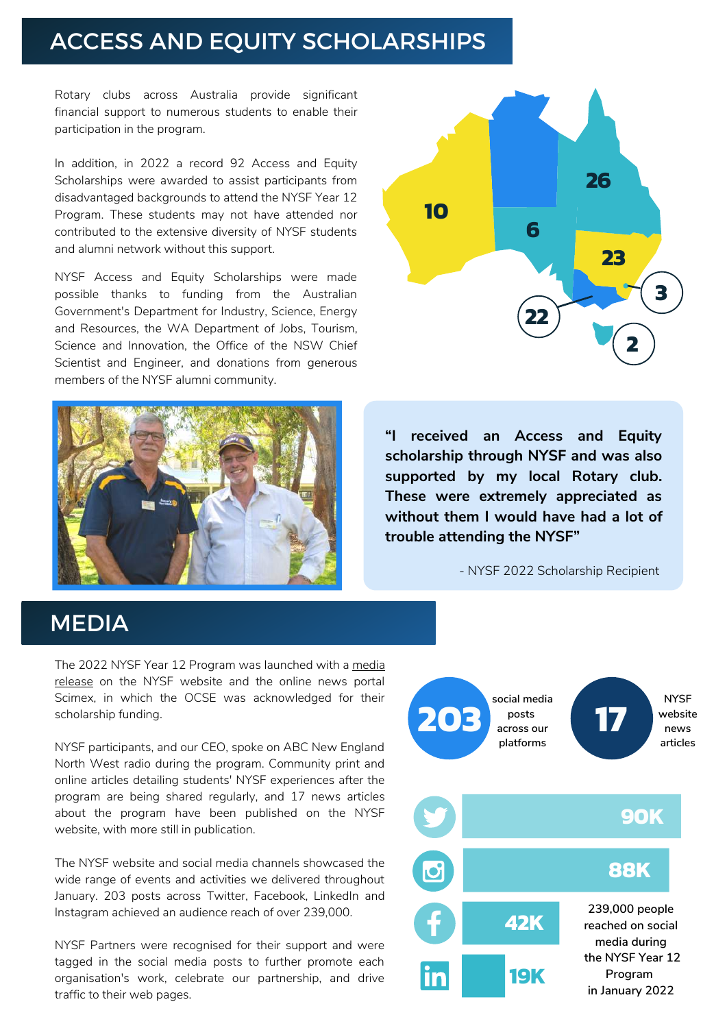# ACCESS AND EQUITY SCHOLARSHIPS

Rotary clubs across Australia provide significant financial support to numerous students to enable their participation in the program.

In addition, in 2022 a record 92 Access and Equity Scholarships were awarded to assist participants from disadvantaged backgrounds to attend the NYSF Year 12 Program. These students may not have attended nor contributed to the extensive diversity of NYSF students and alumni network without this support.

NYSF Access and Equity Scholarships were made possible thanks to funding from the Australian Government's Department for Industry, Science, Energy and Resources, the WA Department of Jobs, Tourism, Science and Innovation, the Office of the NSW Chief Scientist and Engineer, and donations from generous members of the NYSF alumni community.

10
6
26
23
3
22
2

**"I received an Access and Equity scholarship through NYSF and was also supported by my local Rotary club. These were extremely appreciated as without them I would have had a lot of trouble attending the NYSF"**

- NYSF 2022 Scholarship Recipient

# MEDIA

The 2022 NYSF Year 12 Program was launched with a media release on the NYSF website and the online news portal Scimex, in which the OCSE was acknowledged for their scholarship funding.

NYSF participants, and our CEO, spoke on ABC New England North West radio during the program. Community print and online articles detailing students' NYSF experiences after the program are being shared regularly, and 17 news articles about the program have been published on the NYSF website, with more still in publication.

The NYSF website and social media channels showcased the wide range of events and activities we delivered throughout January. 203 posts across Twitter, Facebook, LinkedIn and Instagram achieved an audience reach of over 239,000.

NYSF Partners were recognised for their support and were tagged in the social media posts to further promote each organisation's work, celebrate our partnership, and drive traffic to their web pages.

**203** social media posts across our platforms

**17** NYSF website news articles

- Twitter: 90K
- Instagram: 88K
- Facebook: 42K
- LinkedIn: 19K

239,000 people reached on social media during the NYSF Year 12 Program in January 2022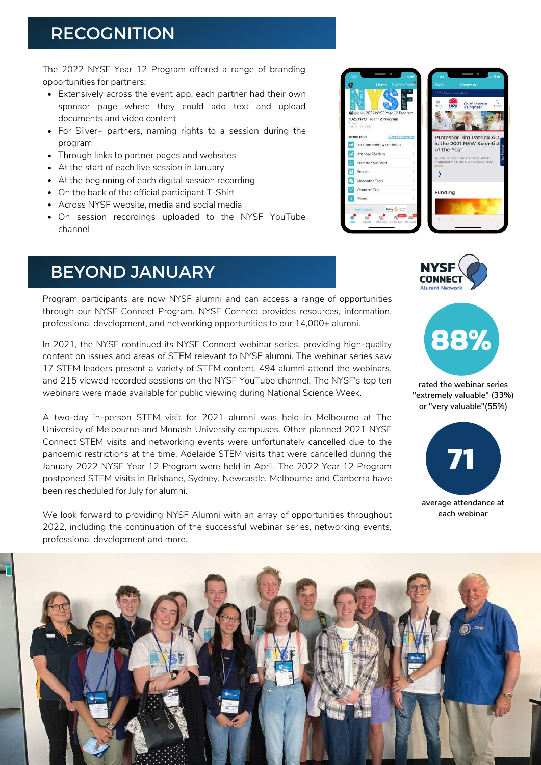## RECOGNITION

The 2022 NYSF Year 12 Program offered a range of branding opportunities for partners:

- Extensively across the event app, each partner had their own sponsor page where they could add text and upload documents and video content
- For Silver+ partners, naming rights to a session during the program
- Through links to partner pages and websites
- At the start of each live session in January
- At the beginning of each digital session recording
- On the back of the official participant T-Shirt
- Across NYSF website, media and social media
- On session recordings uploaded to the NYSF YouTube channel

## BEYOND JANUARY

Program participants are now NYSF alumni and can access a range of opportunities through our NYSF Connect Program. NYSF Connect provides resources, information, professional development, and networking opportunities to our 14,000+ alumni.

In 2021, the NYSF continued its NYSF Connect webinar series, providing high-quality content on issues and areas of STEM relevant to NYSF alumni. The webinar series saw 17 STEM leaders present a variety of STEM content, 494 alumni attend the webinars, and 215 viewed recorded sessions on the NYSF YouTube channel. The NYSF's top ten webinars were made available for public viewing during National Science Week.

A two-day in-person STEM visit for 2021 alumni was held in Melbourne at The University of Melbourne and Monash University campuses. Other planned 2021 NYSF Connect STEM visits and networking events were unfortunately cancelled due to the pandemic restrictions at the time. Adelaide STEM visits that were cancelled during the January 2022 NYSF Year 12 Program were held in April. The 2022 Year 12 Program postponed STEM visits in Brisbane, Sydney, Newcastle, Melbourne and Canberra have been rescheduled for July for alumni.

We look forward to providing NYSF Alumni with an array of opportunities throughout 2022, including the continuation of the successful webinar series, networking events, professional development and more.

**88%**

rated the webinar series "extremely valuable" (33%) or "very valuable"(55%)

**71**

average attendance at each webinar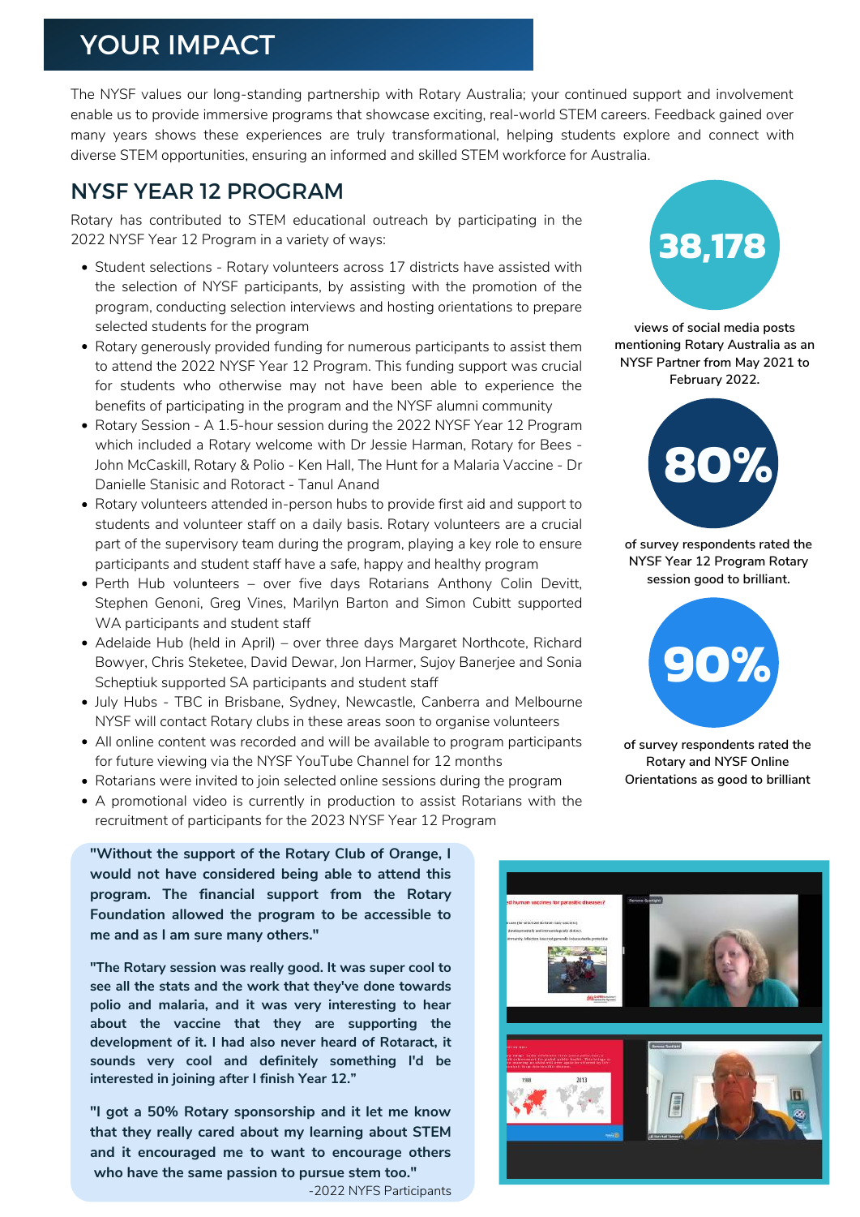# YOUR IMPACT

The NYSF values our long-standing partnership with Rotary Australia; your continued support and involvement enable us to provide immersive programs that showcase exciting, real-world STEM careers. Feedback gained over many years shows these experiences are truly transformational, helping students explore and connect with diverse STEM opportunities, ensuring an informed and skilled STEM workforce for Australia.

## NYSF YEAR 12 PROGRAM

Rotary has contributed to STEM educational outreach by participating in the 2022 NYSF Year 12 Program in a variety of ways:

- Student selections - Rotary volunteers across 17 districts have assisted with the selection of NYSF participants, by assisting with the promotion of the program, conducting selection interviews and hosting orientations to prepare selected students for the program
- Rotary generously provided funding for numerous participants to assist them to attend the 2022 NYSF Year 12 Program. This funding support was crucial for students who otherwise may not have been able to experience the benefits of participating in the program and the NYSF alumni community
- Rotary Session - A 1.5-hour session during the 2022 NYSF Year 12 Program which included a Rotary welcome with Dr Jessie Harman, Rotary for Bees - John McCaskill, Rotary & Polio - Ken Hall, The Hunt for a Malaria Vaccine - Dr Danielle Stanisic and Rotoract - Tanul Anand
- Rotary volunteers attended in-person hubs to provide first aid and support to students and volunteer staff on a daily basis. Rotary volunteers are a crucial part of the supervisory team during the program, playing a key role to ensure participants and student staff have a safe, happy and healthy program
- Perth Hub volunteers – over five days Rotarians Anthony Colin Devitt, Stephen Genoni, Greg Vines, Marilyn Barton and Simon Cubitt supported WA participants and student staff
- Adelaide Hub (held in April) – over three days Margaret Northcote, Richard Bowyer, Chris Steketee, David Dewar, Jon Harmer, Sujoy Banerjee and Sonia Scheptiuk supported SA participants and student staff
- July Hubs - TBC in Brisbane, Sydney, Newcastle, Canberra and Melbourne NYSF will contact Rotary clubs in these areas soon to organise volunteers
- All online content was recorded and will be available to program participants for future viewing via the NYSF YouTube Channel for 12 months
- Rotarians were invited to join selected online sessions during the program
- A promotional video is currently in production to assist Rotarians with the recruitment of participants for the 2023 NYSF Year 12 Program

**38,178**

views of social media posts mentioning Rotary Australia as an NYSF Partner from May 2021 to February 2022.

**80%**

of survey respondents rated the NYSF Year 12 Program Rotary session good to brilliant.

**90%**

of survey respondents rated the Rotary and NYSF Online Orientations as good to brilliant

**"Without the support of the Rotary Club of Orange, I would not have considered being able to attend this program. The financial support from the Rotary Foundation allowed the program to be accessible to me and as I am sure many others."**

**"The Rotary session was really good. It was super cool to see all the stats and the work that they've done towards polio and malaria, and it was very interesting to hear about the vaccine that they are supporting the development of it. I had also never heard of Rotaract, it sounds very cool and definitely something I'd be interested in joining after I finish Year 12."**

**"I got a 50% Rotary sponsorship and it let me know that they really cared about my learning about STEM and it encouraged me to want to encourage others who have the same passion to pursue stem too."**

-2022 NYFS Participants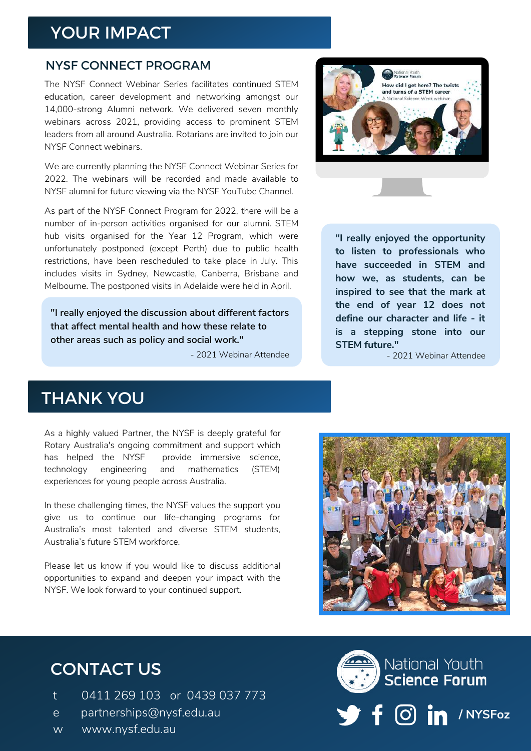# YOUR IMPACT

## NYSF CONNECT PROGRAM

The NYSF Connect Webinar Series facilitates continued STEM education, career development and networking amongst our 14,000-strong Alumni network. We delivered seven monthly webinars across 2021, providing access to prominent STEM leaders from all around Australia. Rotarians are invited to join our NYSF Connect webinars.

We are currently planning the NYSF Connect Webinar Series for 2022. The webinars will be recorded and made available to NYSF alumni for future viewing via the NYSF YouTube Channel.

As part of the NYSF Connect Program for 2022, there will be a number of in-person activities organised for our alumni. STEM hub visits organised for the Year 12 Program, which were unfortunately postponed (except Perth) due to public health restrictions, have been rescheduled to take place in July. This includes visits in Sydney, Newcastle, Canberra, Brisbane and Melbourne. The postponed visits in Adelaide were held in April.

> **"I really enjoyed the discussion about different factors that affect mental health and how these relate to other areas such as policy and social work."**
>
> \- 2021 Webinar Attendee

> **"I really enjoyed the opportunity to listen to professionals who have succeeded in STEM and how we, as students, can be inspired to see that the mark at the end of year 12 does not define our character and life - it is a stepping stone into our STEM future."**
>
> \- 2021 Webinar Attendee

# THANK YOU

As a highly valued Partner, the NYSF is deeply grateful for Rotary Australia's ongoing commitment and support which has helped the NYSF provide immersive science, technology engineering and mathematics (STEM) experiences for young people across Australia.

In these challenging times, the NYSF values the support you give us to continue our life-changing programs for Australia's most talented and diverse STEM students, Australia's future STEM workforce.

Please let us know if you would like to discuss additional opportunities to expand and deepen your impact with the NYSF. We look forward to your continued support.

## CONTACT US

t 0411 269 103 or 0439 037 773

e partnerships@nysf.edu.au

w www.nysf.edu.au

National Youth Science Forum

/ NYSFoz